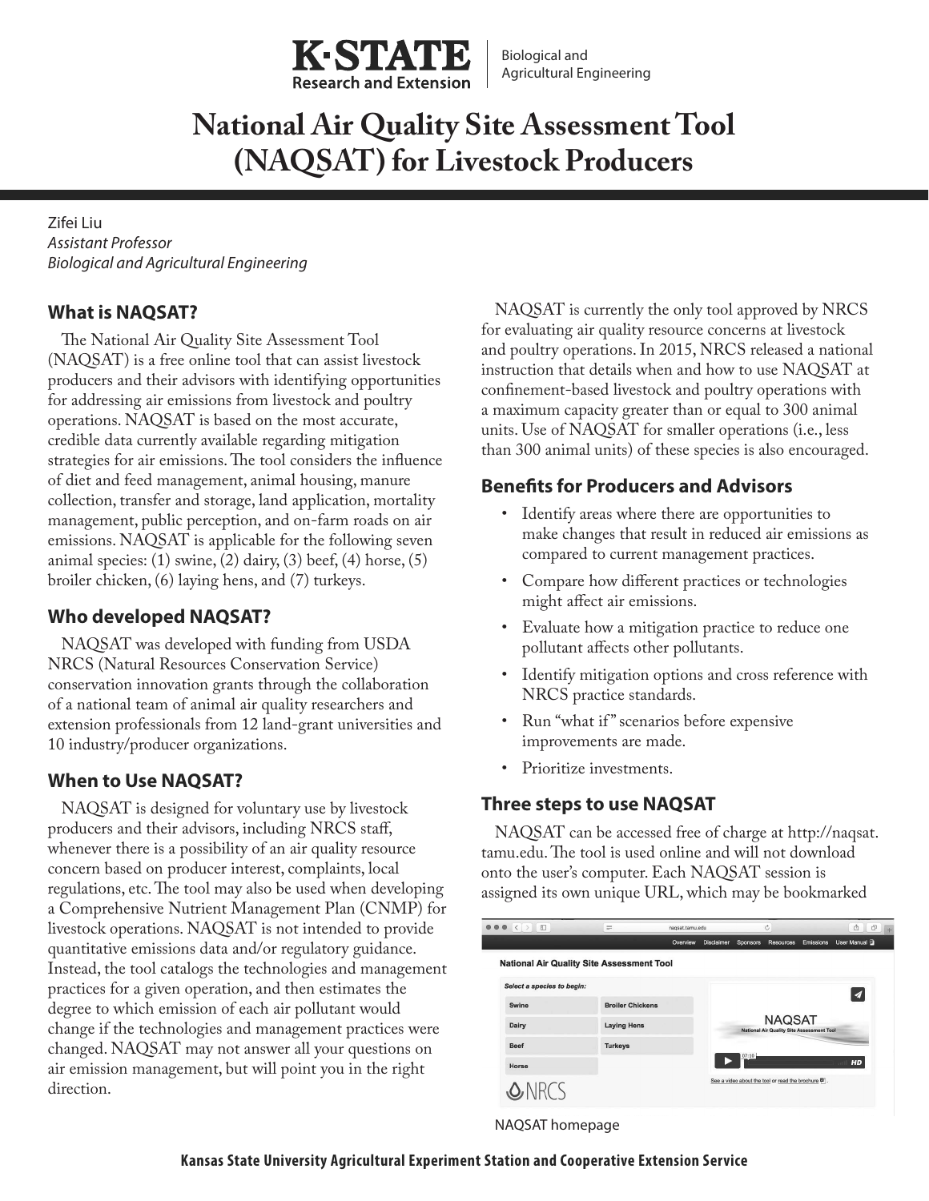# National Air Quality Site Assessment Tool (NAQSAT) for Livestock Producers

Zifei Liu
*Assistant Professor*
*Biological and Agricultural Engineering*

## What is NAQSAT?

The National Air Quality Site Assessment Tool (NAQSAT) is a free online tool that can assist livestock producers and their advisors with identifying opportunities for addressing air emissions from livestock and poultry operations. NAQSAT is based on the most accurate, credible data currently available regarding mitigation strategies for air emissions. The tool considers the influence of diet and feed management, animal housing, manure collection, transfer and storage, land application, mortality management, public perception, and on-farm roads on air emissions. NAQSAT is applicable for the following seven animal species: (1) swine, (2) dairy, (3) beef, (4) horse, (5) broiler chicken, (6) laying hens, and (7) turkeys.

## Who developed NAQSAT?

NAQSAT was developed with funding from USDA NRCS (Natural Resources Conservation Service) conservation innovation grants through the collaboration of a national team of animal air quality researchers and extension professionals from 12 land-grant universities and 10 industry/producer organizations.

## When to Use NAQSAT?

NAQSAT is designed for voluntary use by livestock producers and their advisors, including NRCS staff, whenever there is a possibility of an air quality resource concern based on producer interest, complaints, local regulations, etc. The tool may also be used when developing a Comprehensive Nutrient Management Plan (CNMP) for livestock operations. NAQSAT is not intended to provide quantitative emissions data and/or regulatory guidance. Instead, the tool catalogs the technologies and management practices for a given operation, and then estimates the degree to which emission of each air pollutant would change if the technologies and management practices were changed. NAQSAT may not answer all your questions on air emission management, but will point you in the right direction.

NAQSAT is currently the only tool approved by NRCS for evaluating air quality resource concerns at livestock and poultry operations. In 2015, NRCS released a national instruction that details when and how to use NAQSAT at confinement-based livestock and poultry operations with a maximum capacity greater than or equal to 300 animal units. Use of NAQSAT for smaller operations (i.e., less than 300 animal units) of these species is also encouraged.

## Benefits for Producers and Advisors

- Identify areas where there are opportunities to make changes that result in reduced air emissions as compared to current management practices.
- Compare how different practices or technologies might affect air emissions.
- Evaluate how a mitigation practice to reduce one pollutant affects other pollutants.
- Identify mitigation options and cross reference with NRCS practice standards.
- Run "what if" scenarios before expensive improvements are made.
- Prioritize investments.

## Three steps to use NAQSAT

NAQSAT can be accessed free of charge at http://naqsat.tamu.edu. The tool is used online and will not download onto the user's computer. Each NAQSAT session is assigned its own unique URL, which may be bookmarked

NAQSAT homepage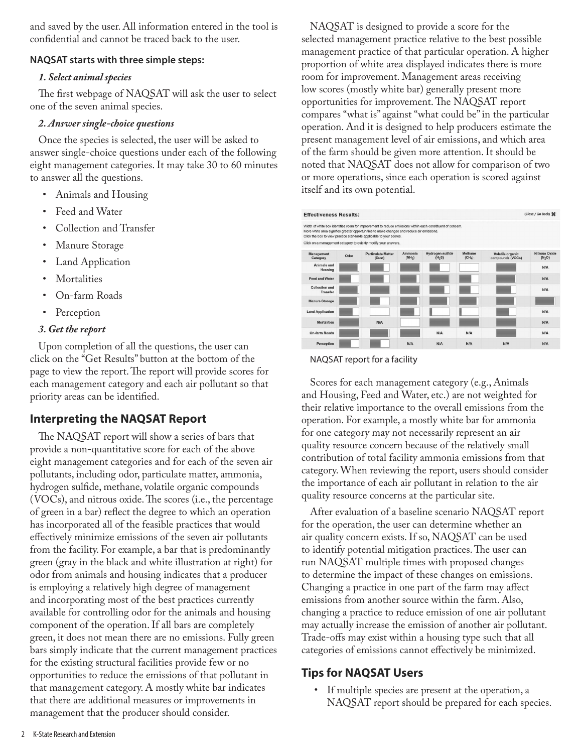and saved by the user. All information entered in the tool is confidential and cannot be traced back to the user.

**NAQSAT starts with three simple steps:**

***1. Select animal species***

The first webpage of NAQSAT will ask the user to select one of the seven animal species.

***2. Answer single-choice questions***

Once the species is selected, the user will be asked to answer single-choice questions under each of the following eight management categories. It may take 30 to 60 minutes to answer all the questions.

- Animals and Housing
- Feed and Water
- Collection and Transfer
- Manure Storage
- Land Application
- Mortalities
- On-farm Roads
- Perception

***3. Get the report***

Upon completion of all the questions, the user can click on the "Get Results" button at the bottom of the page to view the report. The report will provide scores for each management category and each air pollutant so that priority areas can be identified.

## Interpreting the NAQSAT Report

The NAQSAT report will show a series of bars that provide a non-quantitative score for each of the above eight management categories and for each of the seven air pollutants, including odor, particulate matter, ammonia, hydrogen sulfide, methane, volatile organic compounds (VOCs), and nitrous oxide. The scores (i.e., the percentage of green in a bar) reflect the degree to which an operation has incorporated all of the feasible practices that would effectively minimize emissions of the seven air pollutants from the facility. For example, a bar that is predominantly green (gray in the black and white illustration at right) for odor from animals and housing indicates that a producer is employing a relatively high degree of management and incorporating most of the best practices currently available for controlling odor for the animals and housing component of the operation. If all bars are completely green, it does not mean there are no emissions. Fully green bars simply indicate that the current management practices for the existing structural facilities provide few or no opportunities to reduce the emissions of that pollutant in that management category. A mostly white bar indicates that there are additional measures or improvements in management that the producer should consider.

NAQSAT is designed to provide a score for the selected management practice relative to the best possible management practice of that particular operation. A higher proportion of white area displayed indicates there is more room for improvement. Management areas receiving low scores (mostly white bar) generally present more opportunities for improvement. The NAQSAT report compares "what is" against "what could be" in the particular operation. And it is designed to help producers estimate the present management level of air emissions, and which area of the farm should be given more attention. It should be noted that NAQSAT does not allow for comparison of two or more operations, since each operation is scored against itself and its own potential.

**Effectiveness Results:** (Close / Go Back)

Width of white box identifies room for improvement to reduce emissions within each constituent of concern.
More white area signifies greater opportunities to make changes and reduce air emissions.
Click the box to view practice standards applicable to your scores.
Click on a management category to quickly modify your answers.

| Management Category | Odor | Particulate Matter (Dust) | Ammonia ($NH_3$) | Hydrogen sulfide ($H_2S$) | Methane ($CH_4$) | Volatile organic compounds (VOCs) | Nitrous Oxide ($N_2O$) |
|---|---|---|---|---|---|---|---|
| Animals and Housing | | | | | | | N/A |
| Feed and Water | | | | | | | N/A |
| Collection and Transfer | | | | | | | N/A |
| Manure Storage | | | | | | | |
| Land Application | | | | | | | N/A |
| Mortalities | | N/A | | | | | N/A |
| On-farm Roads | | | | N/A | N/A | | N/A |
| Perception | | | N/A | N/A | N/A | N/A | N/A |

NAQSAT report for a facility

Scores for each management category (e.g., Animals and Housing, Feed and Water, etc.) are not weighted for their relative importance to the overall emissions from the operation. For example, a mostly white bar for ammonia for one category may not necessarily represent an air quality resource concern because of the relatively small contribution of total facility ammonia emissions from that category. When reviewing the report, users should consider the importance of each air pollutant in relation to the air quality resource concerns at the particular site.

After evaluation of a baseline scenario NAQSAT report for the operation, the user can determine whether an air quality concern exists. If so, NAQSAT can be used to identify potential mitigation practices. The user can run NAQSAT multiple times with proposed changes to determine the impact of these changes on emissions. Changing a practice in one part of the farm may affect emissions from another source within the farm. Also, changing a practice to reduce emission of one air pollutant may actually increase the emission of another air pollutant. Trade-offs may exist within a housing type such that all categories of emissions cannot effectively be minimized.

## Tips for NAQSAT Users

- If multiple species are present at the operation, a NAQSAT report should be prepared for each species.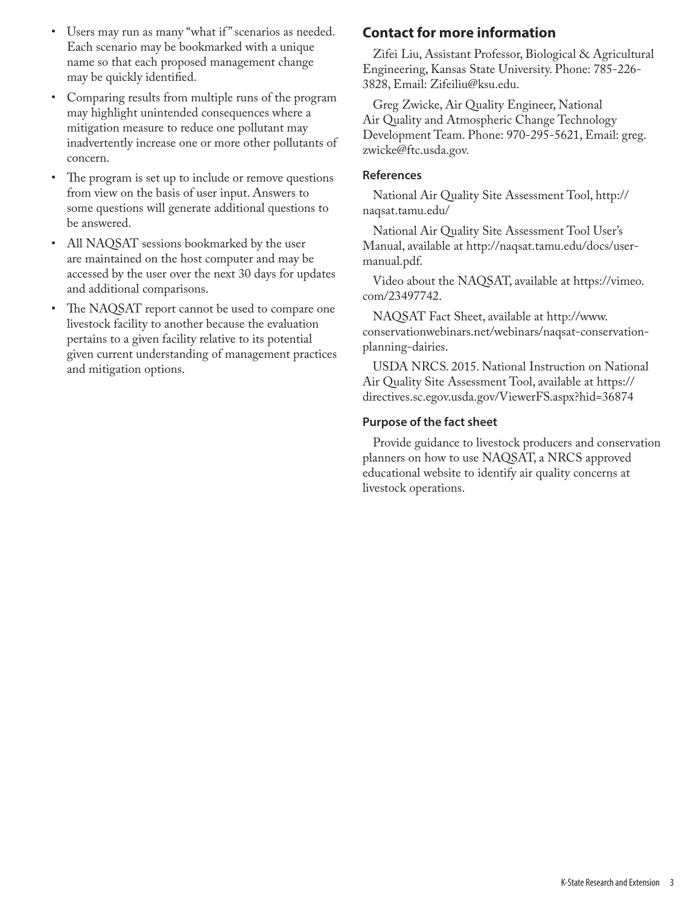- Users may run as many "what if" scenarios as needed. Each scenario may be bookmarked with a unique name so that each proposed management change may be quickly identified.
- Comparing results from multiple runs of the program may highlight unintended consequences where a mitigation measure to reduce one pollutant may inadvertently increase one or more other pollutants of concern.
- The program is set up to include or remove questions from view on the basis of user input. Answers to some questions will generate additional questions to be answered.
- All NAQSAT sessions bookmarked by the user are maintained on the host computer and may be accessed by the user over the next 30 days for updates and additional comparisons.
- The NAQSAT report cannot be used to compare one livestock facility to another because the evaluation pertains to a given facility relative to its potential given current understanding of management practices and mitigation options.

## Contact for more information

Zifei Liu, Assistant Professor, Biological & Agricultural Engineering, Kansas State University. Phone: 785-226-3828, Email: Zifeiliu@ksu.edu.

Greg Zwicke, Air Quality Engineer, National Air Quality and Atmospheric Change Technology Development Team. Phone: 970-295-5621, Email: greg.zwicke@ftc.usda.gov.

### References

National Air Quality Site Assessment Tool, http://naqsat.tamu.edu/

National Air Quality Site Assessment Tool User's Manual, available at http://naqsat.tamu.edu/docs/user-manual.pdf.

Video about the NAQSAT, available at https://vimeo.com/23497742.

NAQSAT Fact Sheet, available at http://www.conservationwebinars.net/webinars/naqsat-conservation-planning-dairies.

USDA NRCS. 2015. National Instruction on National Air Quality Site Assessment Tool, available at https://directives.sc.egov.usda.gov/ViewerFS.aspx?hid=36874

### Purpose of the fact sheet

Provide guidance to livestock producers and conservation planners on how to use NAQSAT, a NRCS approved educational website to identify air quality concerns at livestock operations.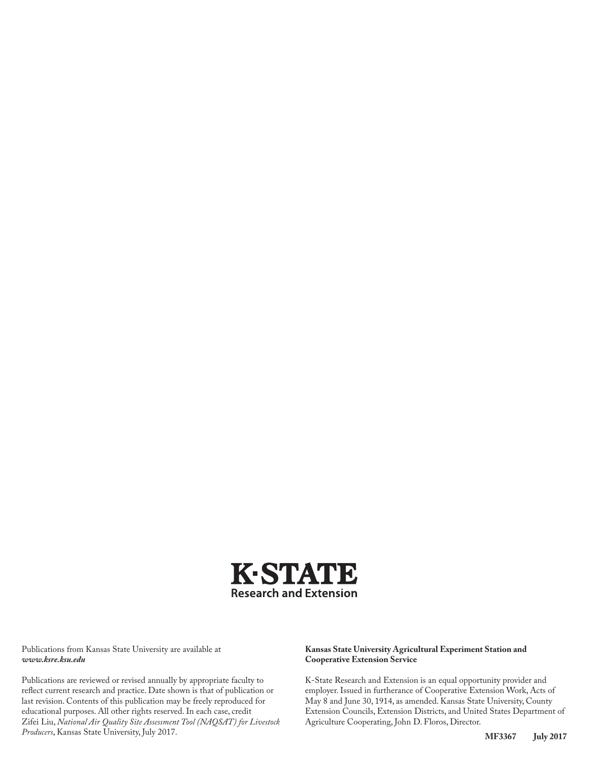**K·STATE**
**Research and Extension**

Publications from Kansas State University are available at
***www.ksre.ksu.edu***

Publications are reviewed or revised annually by appropriate faculty to reflect current research and practice. Date shown is that of publication or last revision. Contents of this publication may be freely reproduced for educational purposes. All other rights reserved. In each case, credit Zifei Liu, *National Air Quality Site Assessment Tool (NAQSAT) for Livestock Producers*, Kansas State University, July 2017.

**Kansas State University Agricultural Experiment Station and Cooperative Extension Service**

K-State Research and Extension is an equal opportunity provider and employer. Issued in furtherance of Cooperative Extension Work, Acts of May 8 and June 30, 1914, as amended. Kansas State University, County Extension Councils, Extension Districts, and United States Department of Agriculture Cooperating, John D. Floros, Director.

**MF3367 July 2017**